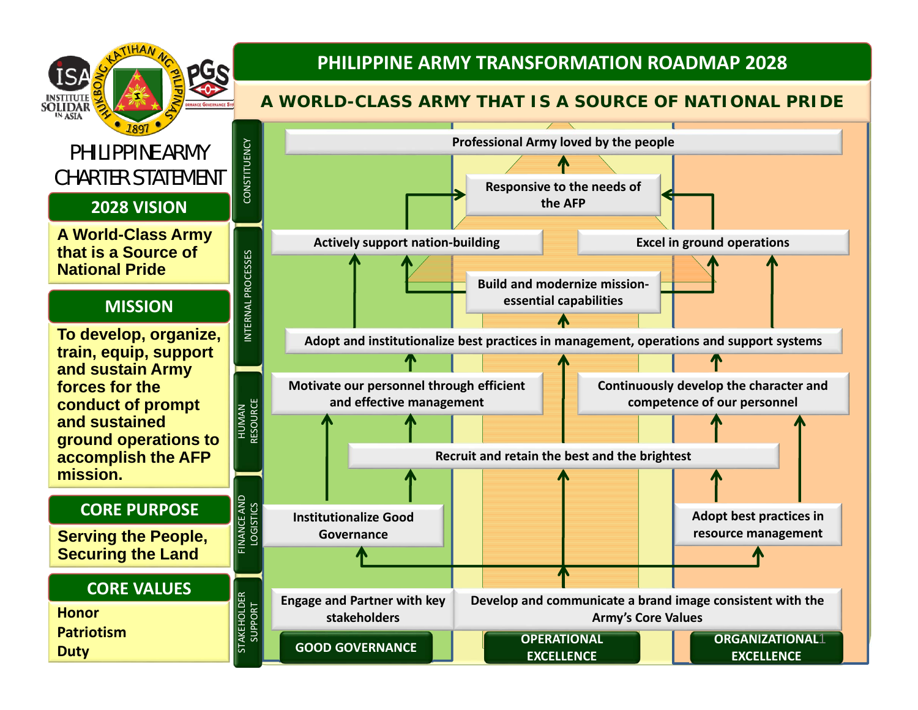ISA INSTITUTE SOLIDAR IN ASIA

HUKBONG KATIHAN NG PILIPINAS 1897

PGS PERFORMANCE GOVERNANCE SYSTEM

# PHILIPPINE ARMY CHARTER STATEMENT

## 2028 VISION

**A World-Class Army that is a Source of National Pride**

## MISSION

**To develop, organize, train, equip, support and sustain Army forces for the conduct of prompt and sustained ground operations to accomplish the AFP mission.**

## CORE PURPOSE

**Serving the People, Securing the Land**

## CORE VALUES

**Honor**
**Patriotism**
**Duty**

# PHILIPPINE ARMY TRANSFORMATION ROADMAP 2028

## A WORLD-CLASS ARMY THAT IS A SOURCE OF NATIONAL PRIDE

### CONSTITUENCY

- Professional Army loved by the people
- Responsive to the needs of the AFP

### INTERNAL PROCESSES

- Actively support nation-building
- Excel in ground operations
- Build and modernize mission-essential capabilities
- Adopt and institutionalize best practices in management, operations and support systems

### HUMAN RESOURCE

- Motivate our personnel through efficient and effective management
- Continuously develop the character and competence of our personnel
- Recruit and retain the best and the brightest

### FINANCE AND LOGISTICS

- Institutionalize Good Governance
- Adopt best practices in resource management

### STAKEHOLDER SUPPORT

- Engage and Partner with key stakeholders
- Develop and communicate a brand image consistent with the Army's Core Values

**GOOD GOVERNANCE** | **OPERATIONAL EXCELLENCE** | **ORGANIZATIONAL EXCELLENCE**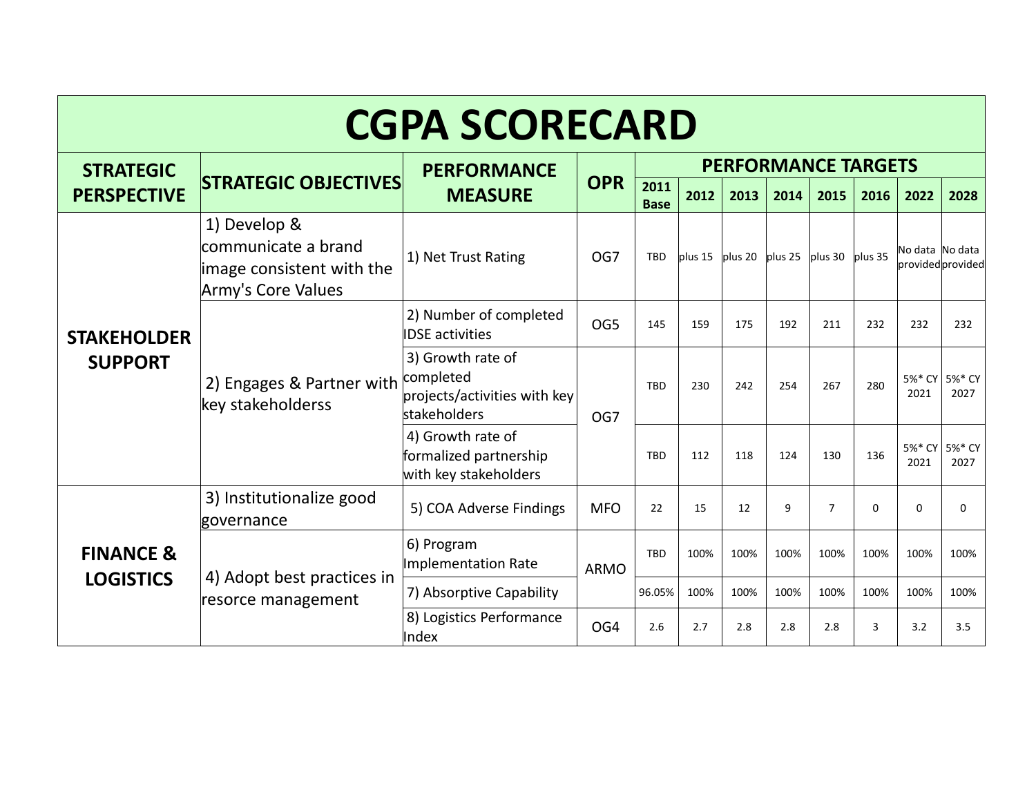# CGPA SCORECARD

| STRATEGIC PERSPECTIVE | STRATEGIC OBJECTIVES | PERFORMANCE MEASURE | OPR | PERFORMANCE TARGETS | | | | | | | |
|---|---|---|---|---|---|---|---|---|---|---|---|
| | | | | 2011 Base | 2012 | 2013 | 2014 | 2015 | 2016 | 2022 | 2028 |
| STAKEHOLDER SUPPORT | 1) Develop & communicate a brand image consistent with the Army's Core Values | 1) Net Trust Rating | OG7 | TBD | plus 15 | plus 20 | plus 25 | plus 30 | plus 35 | No data provided | No data provided |
| | 2) Engages & Partner with key stakeholderss | 2) Number of completed IDSE activities | OG5 | 145 | 159 | 175 | 192 | 211 | 232 | 232 | 232 |
| | | 3) Growth rate of completed projects/activities with key stakeholders | OG7 | TBD | 230 | 242 | 254 | 267 | 280 | 5%* CY 2021 | 5%* CY 2027 |
| | | 4) Growth rate of formalized partnership with key stakeholders | | TBD | 112 | 118 | 124 | 130 | 136 | 5%* CY 2021 | 5%* CY 2027 |
| FINANCE & LOGISTICS | 3) Institutionalize good governance | 5) COA Adverse Findings | MFO | 22 | 15 | 12 | 9 | 7 | 0 | 0 | 0 |
| | 4) Adopt best practices in resorce management | 6) Program Implementation Rate | ARMO | TBD | 100% | 100% | 100% | 100% | 100% | 100% | 100% |
| | | 7) Absorptive Capability | | 96.05% | 100% | 100% | 100% | 100% | 100% | 100% | 100% |
| | | 8) Logistics Performance Index | OG4 | 2.6 | 2.7 | 2.8 | 2.8 | 2.8 | 3 | 3.2 | 3.5 |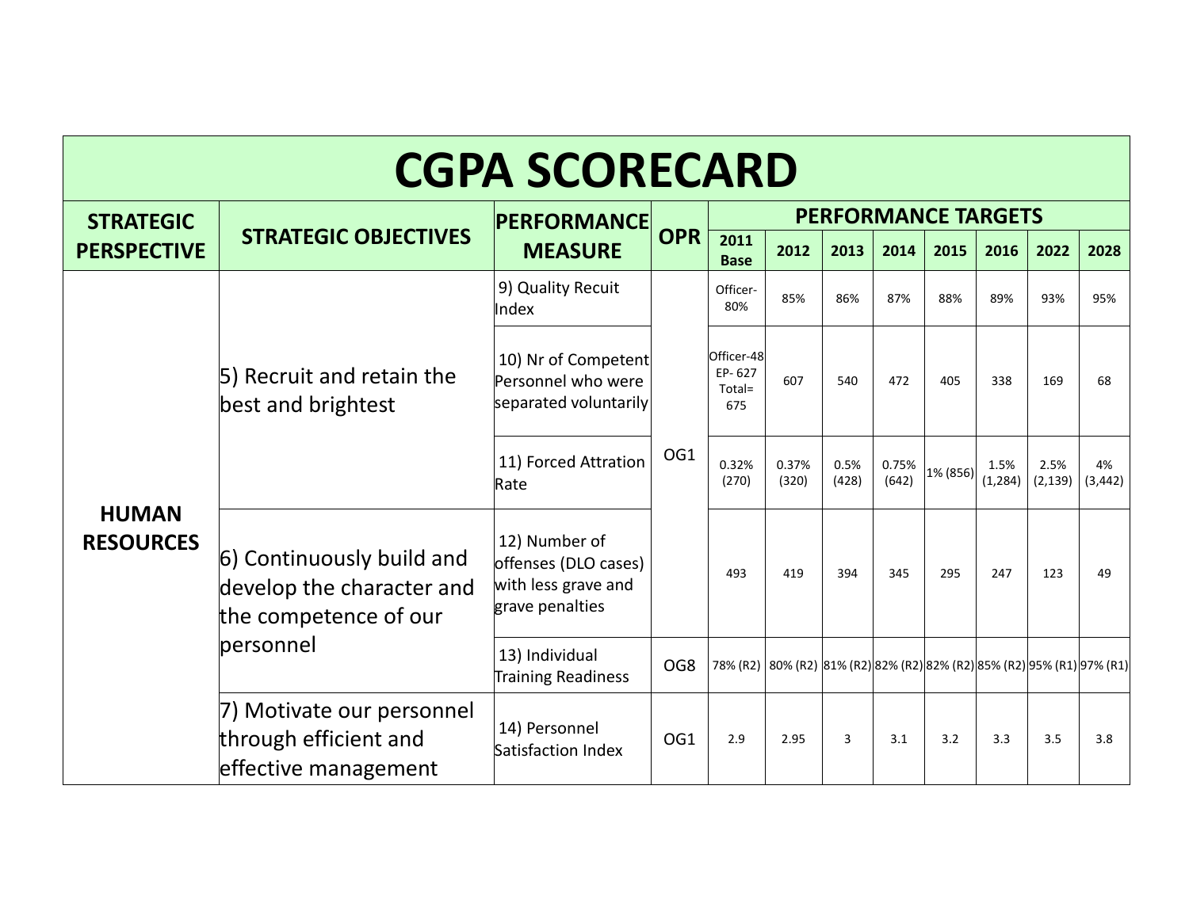# CGPA SCORECARD

| STRATEGIC PERSPECTIVE | STRATEGIC OBJECTIVES | PERFORMANCE MEASURE | OPR | PERFORMANCE TARGETS | | | | | | | |
|---|---|---|---|---|---|---|---|---|---|---|---|
| | | | | 2011 Base | 2012 | 2013 | 2014 | 2015 | 2016 | 2022 | 2028 |
| HUMAN RESOURCES | 5) Recruit and retain the best and brightest | 9) Quality Recuit Index | OG1 | Officer-80% | 85% | 86% | 87% | 88% | 89% | 93% | 95% |
| | | 10) Nr of Competent Personnel who were separated voluntarily | | Officer-48 EP- 627 Total= 675 | 607 | 540 | 472 | 405 | 338 | 169 | 68 |
| | | 11) Forced Attration Rate | | 0.32% (270) | 0.37% (320) | 0.5% (428) | 0.75% (642) | 1% (856) | 1.5% (1,284) | 2.5% (2,139) | 4% (3,442) |
| | 6) Continuously build and develop the character and the competence of our personnel | 12) Number of offenses (DLO cases) with less grave and grave penalties | | 493 | 419 | 394 | 345 | 295 | 247 | 123 | 49 |
| | | 13) Individual Training Readiness | OG8 | 78% (R2) | 80% (R2) | 81% (R2) | 82% (R2) | 82% (R2) | 85% (R2) | 95% (R1) | 97% (R1) |
| | 7) Motivate our personnel through efficient and effective management | 14) Personnel Satisfaction Index | OG1 | 2.9 | 2.95 | 3 | 3.1 | 3.2 | 3.3 | 3.5 | 3.8 |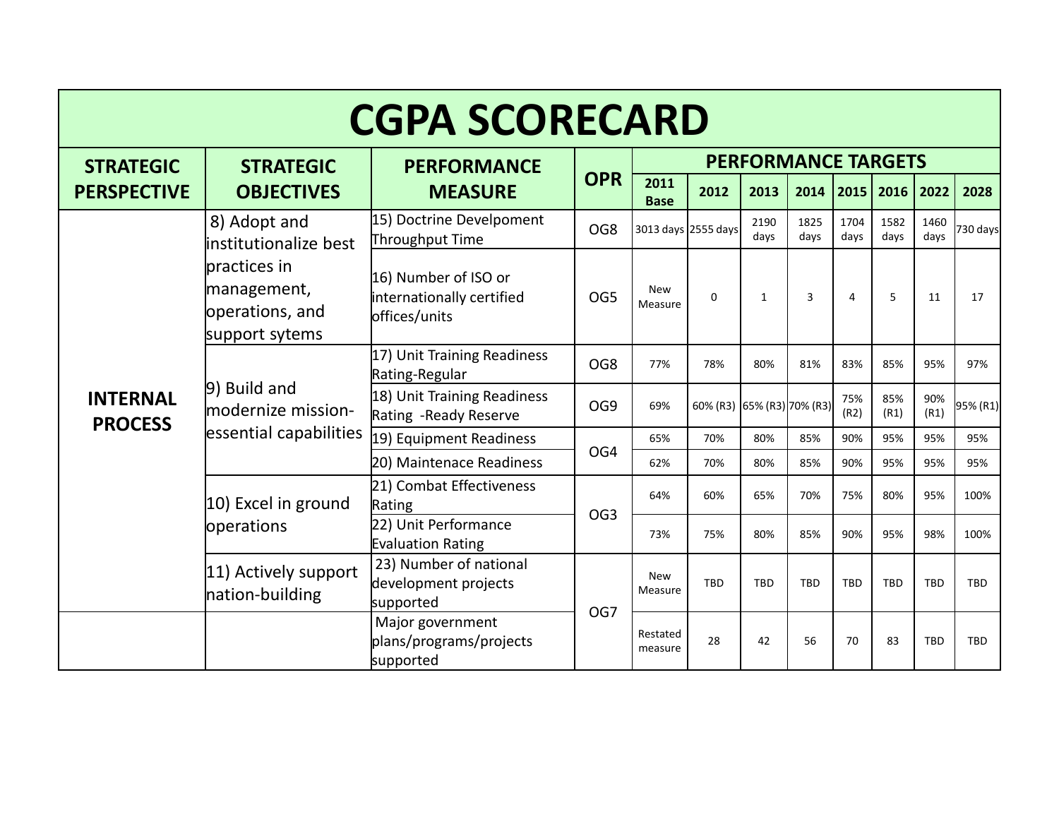# CGPA SCORECARD

| STRATEGIC PERSPECTIVE | STRATEGIC OBJECTIVES | PERFORMANCE MEASURE | OPR | PERFORMANCE TARGETS | | | | | | | |
|---|---|---|---|---|---|---|---|---|---|---|---|
| | | | | 2011 Base | 2012 | 2013 | 2014 | 2015 | 2016 | 2022 | 2028 |
| INTERNAL PROCESS | 8) Adopt and institutionalize best practices in management, operations, and support sytems | 15) Doctrine Develpoment Throughput Time | OG8 | 3013 days | 2555 days | 2190 days | 1825 days | 1704 days | 1582 days | 1460 days | 730 days |
| | | 16) Number of ISO or internationally certified offices/units | OG5 | New Measure | 0 | 1 | 3 | 4 | 5 | 11 | 17 |
| | 9) Build and modernize mission-essential capabilities | 17) Unit Training Readiness Rating-Regular | OG8 | 77% | 78% | 80% | 81% | 83% | 85% | 95% | 97% |
| | | 18) Unit Training Readiness Rating -Ready Reserve | OG9 | 69% | 60% (R3) | 65% (R3) | 70% (R3) | 75% (R2) | 85% (R1) | 90% (R1) | 95% (R1) |
| | | 19) Equipment Readiness | OG4 | 65% | 70% | 80% | 85% | 90% | 95% | 95% | 95% |
| | | 20) Maintenace Readiness | | 62% | 70% | 80% | 85% | 90% | 95% | 95% | 95% |
| | 10) Excel in ground operations | 21) Combat Effectiveness Rating | OG3 | 64% | 60% | 65% | 70% | 75% | 80% | 95% | 100% |
| | | 22) Unit Performance Evaluation Rating | | 73% | 75% | 80% | 85% | 90% | 95% | 98% | 100% |
| | 11) Actively support nation-building | 23) Number of national development projects supported | OG7 | New Measure | TBD | TBD | TBD | TBD | TBD | TBD | TBD |
| | | Major government plans/programs/projects supported | | Restated measure | 28 | 42 | 56 | 70 | 83 | TBD | TBD |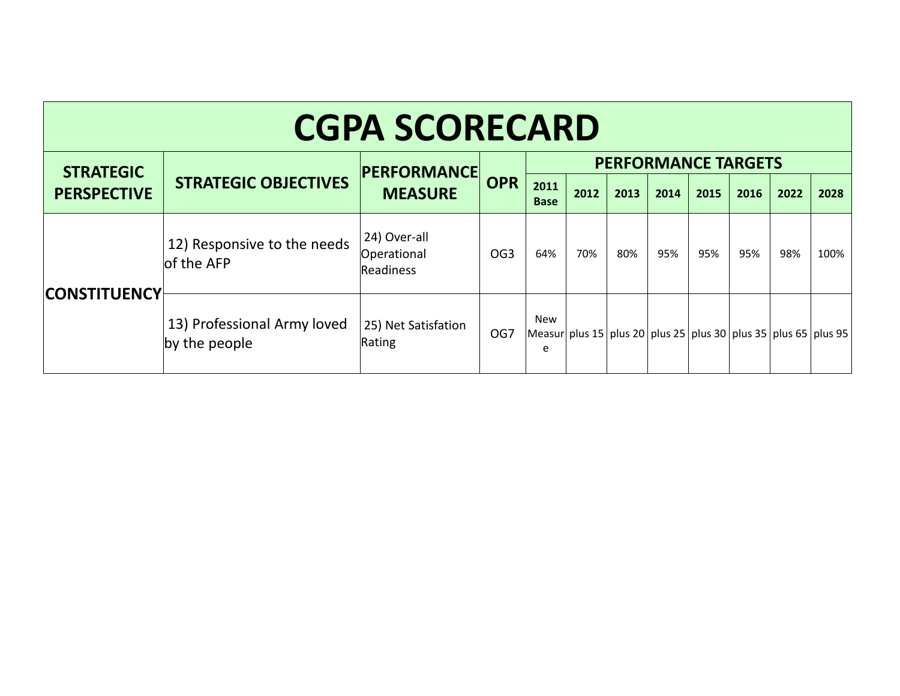# CGPA SCORECARD

| STRATEGIC PERSPECTIVE | STRATEGIC OBJECTIVES | PERFORMANCE MEASURE | OPR | PERFORMANCE TARGETS | | | | | | | |
|---|---|---|---|---|---|---|---|---|---|---|---|
| | | | | 2011 Base | 2012 | 2013 | 2014 | 2015 | 2016 | 2022 | 2028 |
| CONSTITUENCY | 12) Responsive to the needs of the AFP | 24) Over-all Operational Readiness | OG3 | 64% | 70% | 80% | 95% | 95% | 95% | 98% | 100% |
| | 13) Professional Army loved by the people | 25) Net Satisfation Rating | OG7 | New Measure | plus 15 | plus 20 | plus 25 | plus 30 | plus 35 | plus 65 | plus 95 |